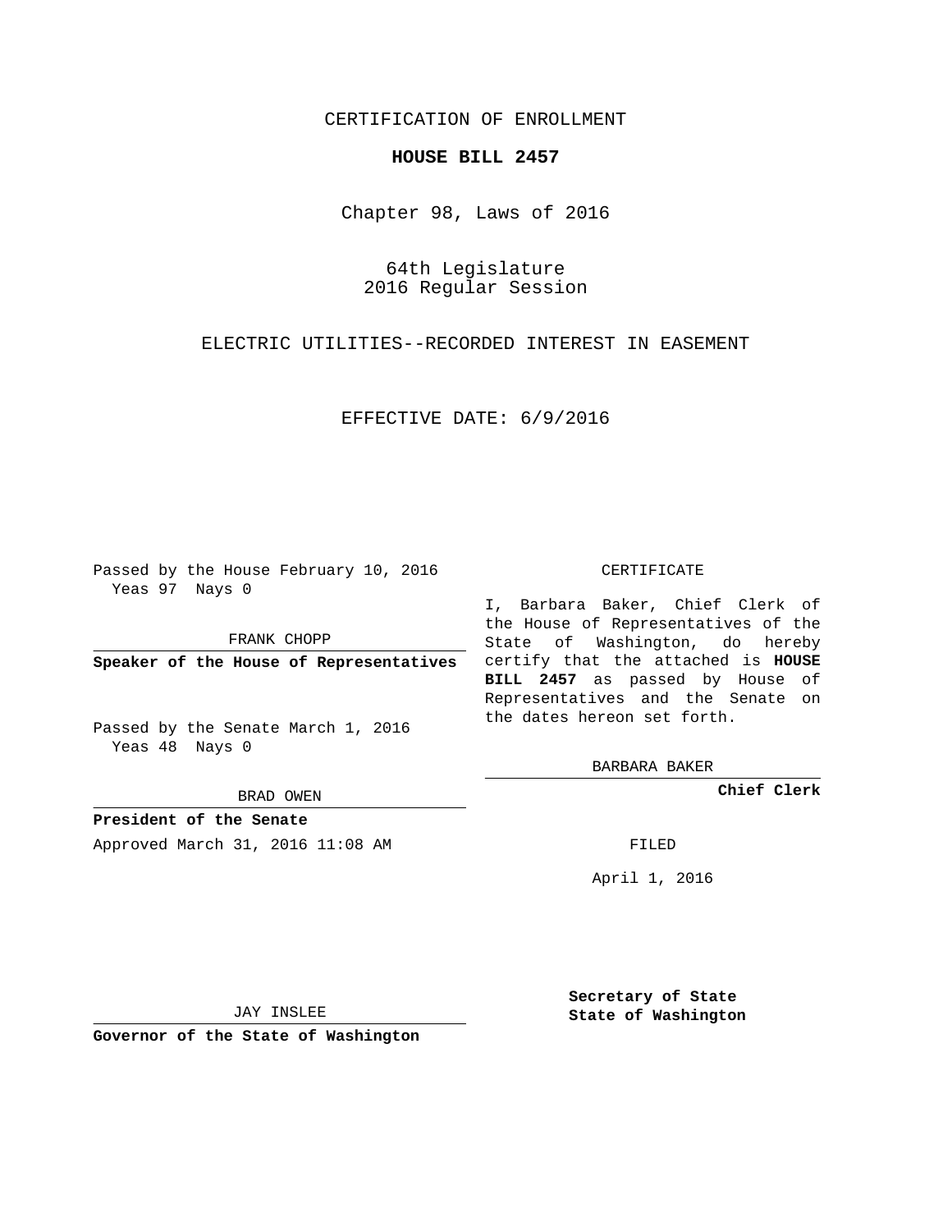CERTIFICATION OF ENROLLMENT

# HOUSE BILL 2457

Chapter 98, Laws of 2016

64th Legislature
2016 Regular Session

ELECTRIC UTILITIES--RECORDED INTEREST IN EASEMENT

EFFECTIVE DATE: 6/9/2016

Passed by the House February 10, 2016
Yeas 97 Nays 0

FRANK CHOPP

**Speaker of the House of Representatives**

Passed by the Senate March 1, 2016
Yeas 48 Nays 0

BRAD OWEN

**President of the Senate**

Approved March 31, 2016 11:08 AM

JAY INSLEE

**Governor of the State of Washington**

CERTIFICATE

I, Barbara Baker, Chief Clerk of the House of Representatives of the State of Washington, do hereby certify that the attached is **HOUSE BILL 2457** as passed by House of Representatives and the Senate on the dates hereon set forth.

BARBARA BAKER

**Chief Clerk**

FILED

April 1, 2016

**Secretary of State**
**State of Washington**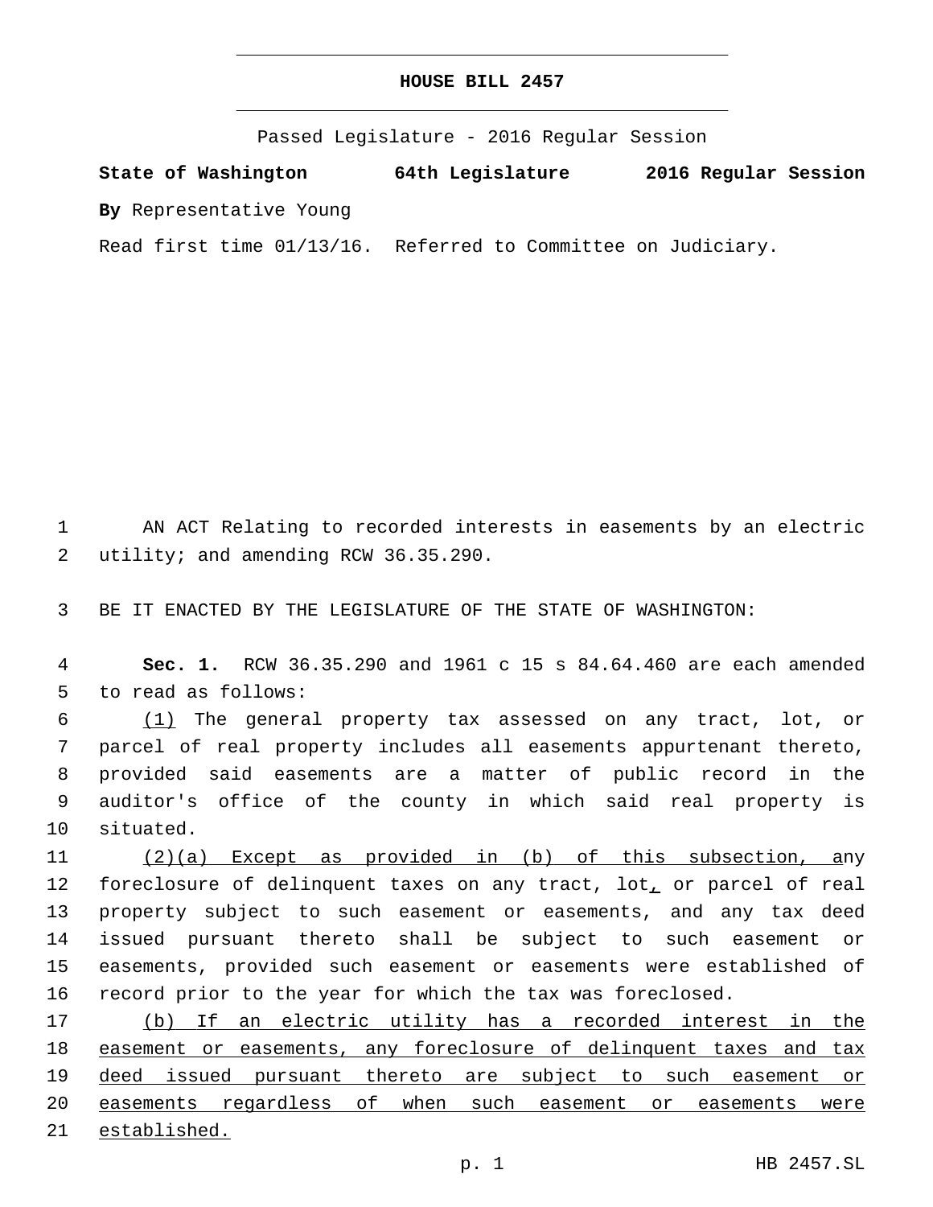# HOUSE BILL 2457

Passed Legislature - 2016 Regular Session

**State of Washington** **64th Legislature** **2016 Regular Session**

**By** Representative Young

Read first time 01/13/16. Referred to Committee on Judiciary.

1 AN ACT Relating to recorded interests in easements by an electric
2 utility; and amending RCW 36.35.290.

3 BE IT ENACTED BY THE LEGISLATURE OF THE STATE OF WASHINGTON:

4 **Sec. 1.** RCW 36.35.290 and 1961 c 15 s 84.64.460 are each amended
5 to read as follows:

6 <u>(1)</u> The general property tax assessed on any tract, lot, or
7 parcel of real property includes all easements appurtenant thereto,
8 provided said easements are a matter of public record in the
9 auditor's office of the county in which said real property is
10 situated.

11 <u>(2)(a) Except as provided in (b) of this subsection, a</u>ny
12 foreclosure of delinquent taxes on any tract, lot<u>,</u> or parcel of real
13 property subject to such easement or easements, and any tax deed
14 issued pursuant thereto shall be subject to such easement or
15 easements, provided such easement or easements were established of
16 record prior to the year for which the tax was foreclosed.

17 <u>(b) If an electric utility has a recorded interest in the</u>
18 <u>easement or easements, any foreclosure of delinquent taxes and tax</u>
19 <u>deed issued pursuant thereto are subject to such easement or</u>
20 <u>easements regardless of when such easement or easements were</u>
21 <u>established.</u>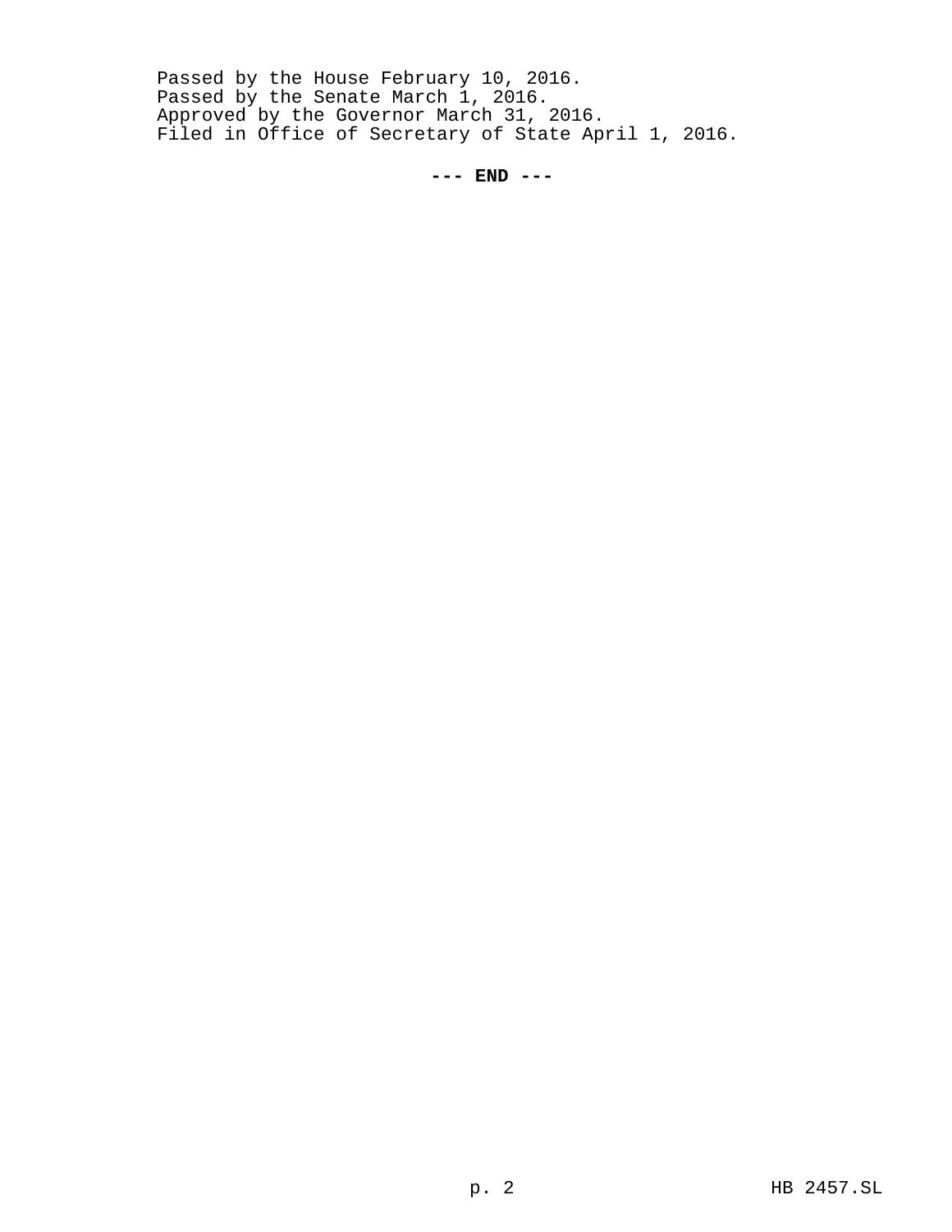Passed by the House February 10, 2016.
Passed by the Senate March 1, 2016.
Approved by the Governor March 31, 2016.
Filed in Office of Secretary of State April 1, 2016.

**--- END ---**